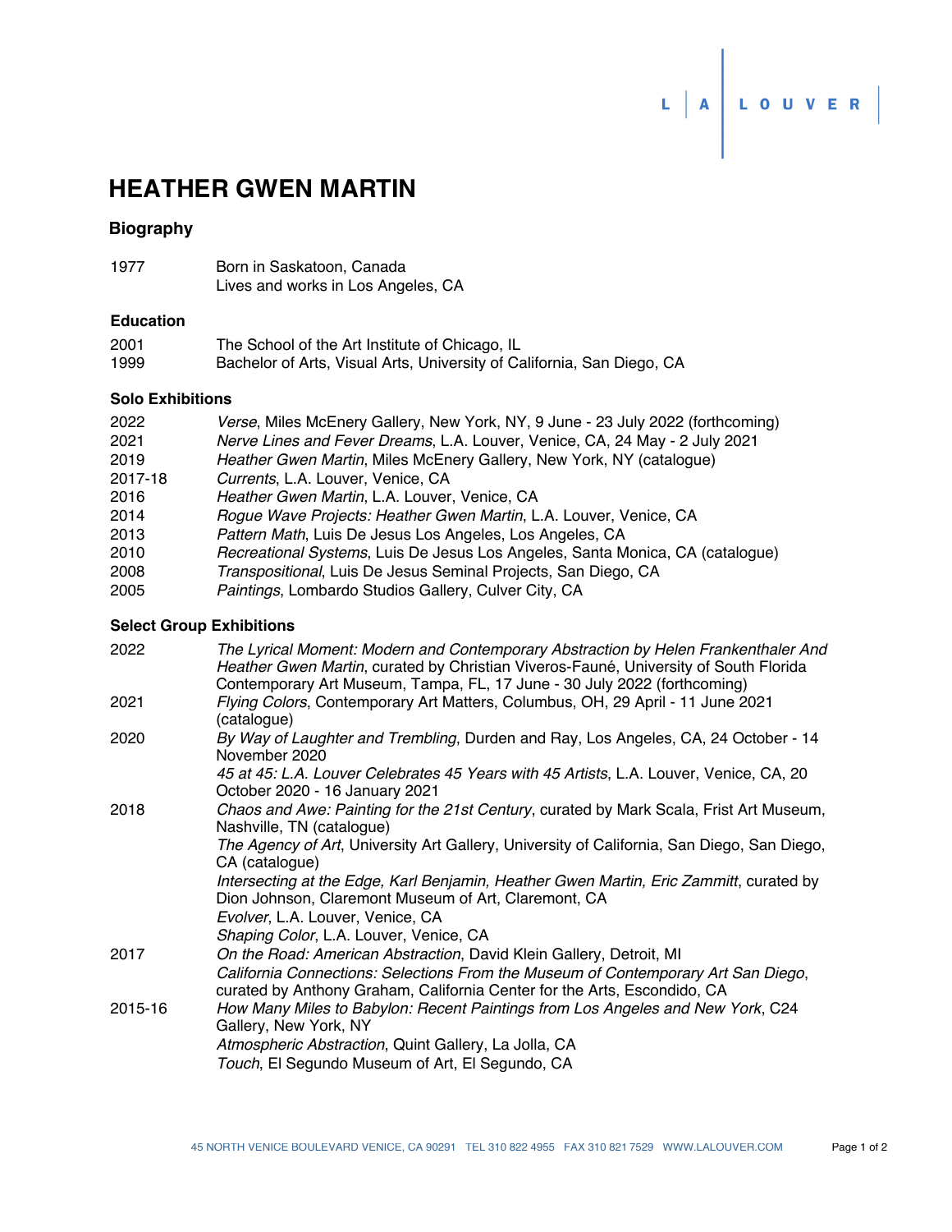# HEATHER GWEN MARTIN

## Biography

1977 Born in Saskatoon, Canada
Lives and works in Los Angeles, CA

## Education

2001 The School of the Art Institute of Chicago, IL
1999 Bachelor of Arts, Visual Arts, University of California, San Diego, CA

## Solo Exhibitions

2022 *Verse*, Miles McEnery Gallery, New York, NY, 9 June - 23 July 2022 (forthcoming)
2021 *Nerve Lines and Fever Dreams*, L.A. Louver, Venice, CA, 24 May - 2 July 2021
2019 *Heather Gwen Martin*, Miles McEnery Gallery, New York, NY (catalogue)
2017-18 *Currents*, L.A. Louver, Venice, CA
2016 *Heather Gwen Martin*, L.A. Louver, Venice, CA
2014 *Rogue Wave Projects: Heather Gwen Martin*, L.A. Louver, Venice, CA
2013 *Pattern Math*, Luis De Jesus Los Angeles, Los Angeles, CA
2010 *Recreational Systems*, Luis De Jesus Los Angeles, Santa Monica, CA (catalogue)
2008 *Transpositional*, Luis De Jesus Seminal Projects, San Diego, CA
2005 *Paintings*, Lombardo Studios Gallery, Culver City, CA

## Select Group Exhibitions

2022 *The Lyrical Moment: Modern and Contemporary Abstraction by Helen Frankenthaler And Heather Gwen Martin*, curated by Christian Viveros-Fauné, University of South Florida Contemporary Art Museum, Tampa, FL, 17 June - 30 July 2022 (forthcoming)

2021 *Flying Colors*, Contemporary Art Matters, Columbus, OH, 29 April - 11 June 2021 (catalogue)

2020 *By Way of Laughter and Trembling*, Durden and Ray, Los Angeles, CA, 24 October - 14 November 2020
*45 at 45: L.A. Louver Celebrates 45 Years with 45 Artists*, L.A. Louver, Venice, CA, 20 October 2020 - 16 January 2021

2018 *Chaos and Awe: Painting for the 21st Century*, curated by Mark Scala, Frist Art Museum, Nashville, TN (catalogue)
*The Agency of Art*, University Art Gallery, University of California, San Diego, San Diego, CA (catalogue)
*Intersecting at the Edge, Karl Benjamin, Heather Gwen Martin, Eric Zammitt*, curated by Dion Johnson, Claremont Museum of Art, Claremont, CA
*Evolver*, L.A. Louver, Venice, CA
*Shaping Color*, L.A. Louver, Venice, CA

2017 *On the Road: American Abstraction*, David Klein Gallery, Detroit, MI
*California Connections: Selections From the Museum of Contemporary Art San Diego*, curated by Anthony Graham, California Center for the Arts, Escondido, CA

2015-16 *How Many Miles to Babylon: Recent Paintings from Los Angeles and New York*, C24 Gallery, New York, NY
*Atmospheric Abstraction*, Quint Gallery, La Jolla, CA
*Touch*, El Segundo Museum of Art, El Segundo, CA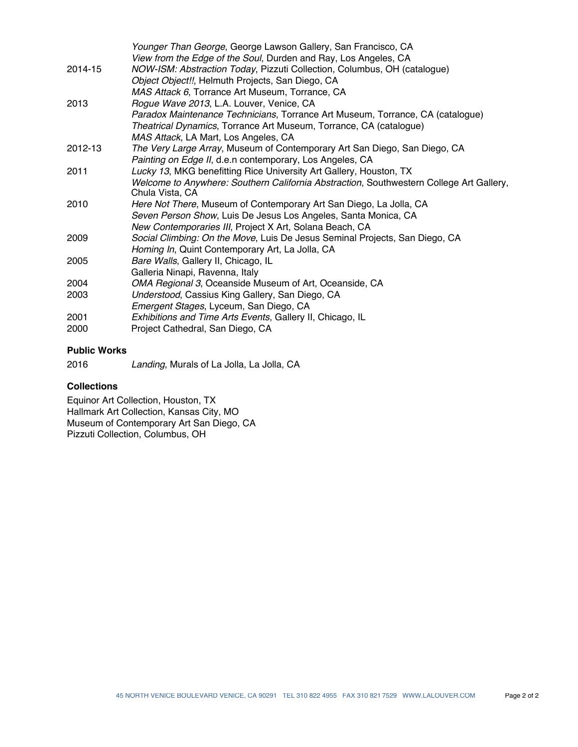| | |
|---|---|
| | *Younger Than George*, George Lawson Gallery, San Francisco, CA |
| | *View from the Edge of the Soul*, Durden and Ray, Los Angeles, CA |
| 2014-15 | *NOW-ISM: Abstraction Today*, Pizzuti Collection, Columbus, OH (catalogue) |
| | *Object Object!!*, Helmuth Projects, San Diego, CA |
| | *MAS Attack 6*, Torrance Art Museum, Torrance, CA |
| 2013 | *Rogue Wave 2013*, L.A. Louver, Venice, CA |
| | *Paradox Maintenance Technicians*, Torrance Art Museum, Torrance, CA (catalogue) |
| | *Theatrical Dynamics*, Torrance Art Museum, Torrance, CA (catalogue) |
| | *MAS Attack*, LA Mart, Los Angeles, CA |
| 2012-13 | *The Very Large Array*, Museum of Contemporary Art San Diego, San Diego, CA |
| | *Painting on Edge II*, d.e.n contemporary, Los Angeles, CA |
| 2011 | *Lucky 13*, MKG benefitting Rice University Art Gallery, Houston, TX |
| | *Welcome to Anywhere: Southern California Abstraction*, Southwestern College Art Gallery, Chula Vista, CA |
| 2010 | *Here Not There*, Museum of Contemporary Art San Diego, La Jolla, CA |
| | *Seven Person Show*, Luis De Jesus Los Angeles, Santa Monica, CA |
| | *New Contemporaries III*, Project X Art, Solana Beach, CA |
| 2009 | *Social Climbing: On the Move*, Luis De Jesus Seminal Projects, San Diego, CA |
| | *Homing In*, Quint Contemporary Art, La Jolla, CA |
| 2005 | *Bare Walls*, Gallery II, Chicago, IL |
| | Galleria Ninapi, Ravenna, Italy |
| 2004 | *OMA Regional 3*, Oceanside Museum of Art, Oceanside, CA |
| 2003 | *Understood*, Cassius King Gallery, San Diego, CA |
| | *Emergent Stages*, Lyceum, San Diego, CA |
| 2001 | *Exhibitions and Time Arts Events*, Gallery II, Chicago, IL |
| 2000 | Project Cathedral, San Diego, CA |

**Public Works**

| | |
|---|---|
| 2016 | *Landing*, Murals of La Jolla, La Jolla, CA |

**Collections**

Equinor Art Collection, Houston, TX
Hallmark Art Collection, Kansas City, MO
Museum of Contemporary Art San Diego, CA
Pizzuti Collection, Columbus, OH

45 NORTH VENICE BOULEVARD VENICE, CA 90291 TEL 310 822 4955 FAX 310 821 7529 WWW.LALOUVER.COM